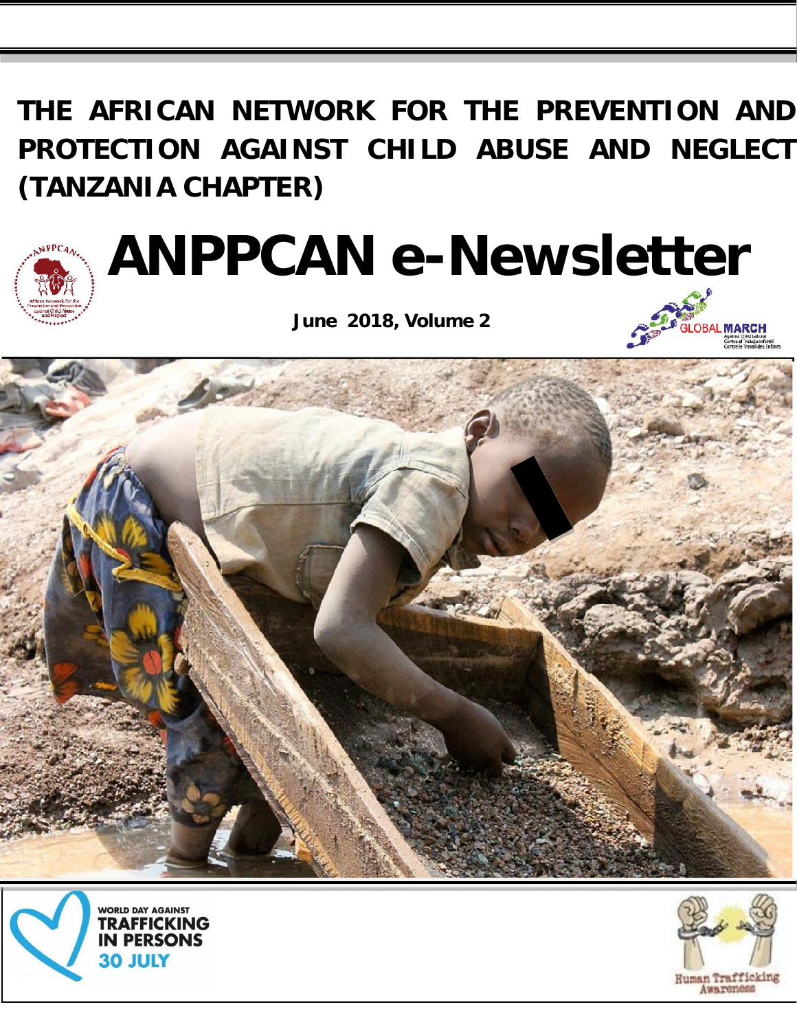# THE AFRICAN NETWORK FOR THE PREVENTION AND PROTECTION AGAINST CHILD ABUSE AND NEGLECT (TANZANIA CHAPTER)

# ANPPCAN e-Newsletter

**June 2018, Volume 2**

WORLD DAY AGAINST TRAFFICKING IN PERSONS 30 JULY

Human Trafficking Awareness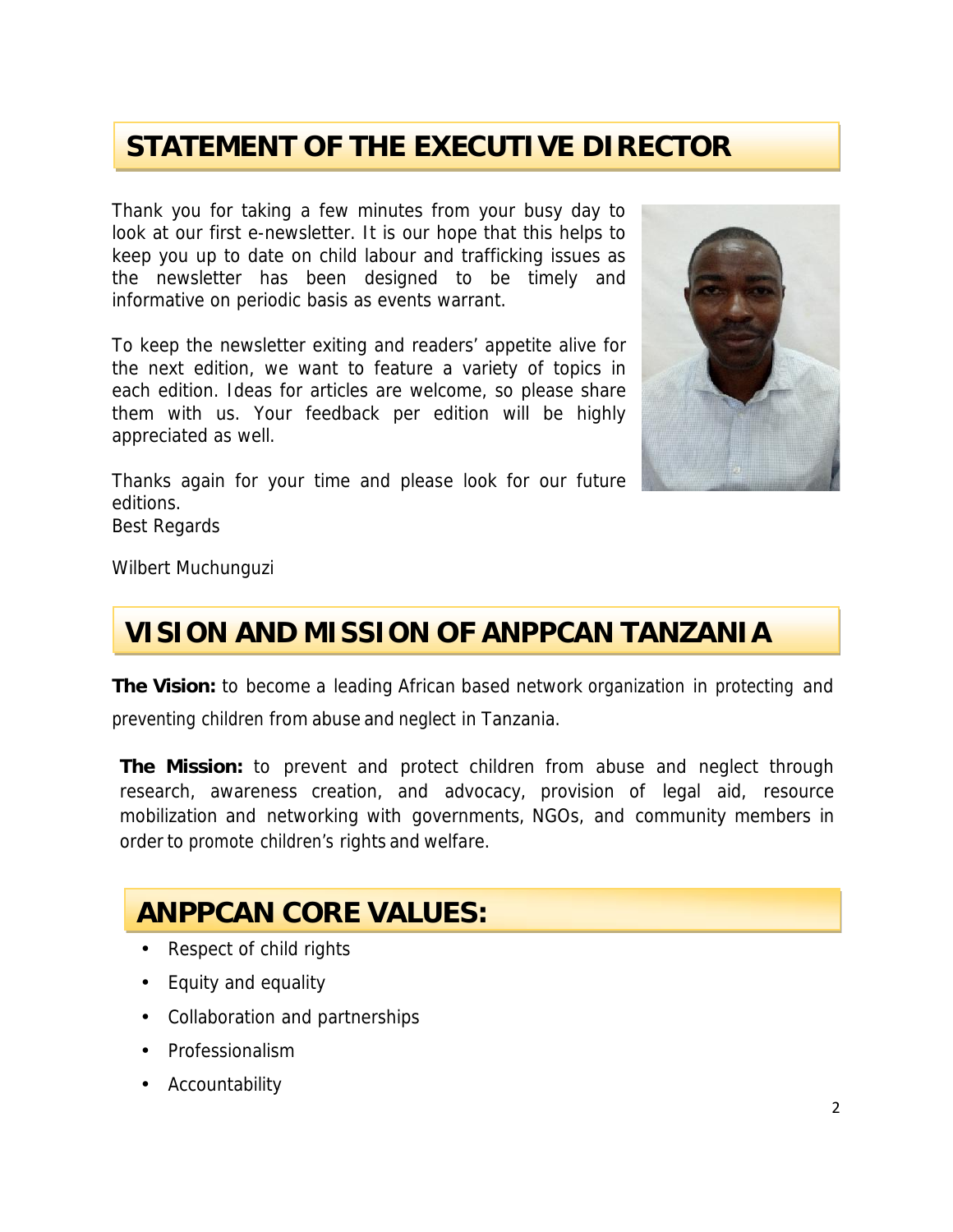## STATEMENT OF THE EXECUTIVE DIRECTOR

Thank you for taking a few minutes from your busy day to look at our first e-newsletter. It is our hope that this helps to keep you up to date on child labour and trafficking issues as the newsletter has been designed to be timely and informative on periodic basis as events warrant.

To keep the newsletter exiting and readers' appetite alive for the next edition, we want to feature a variety of topics in each edition. Ideas for articles are welcome, so please share them with us. Your feedback per edition will be highly appreciated as well.

Thanks again for your time and please look for our future editions.
Best Regards

Wilbert Muchunguzi

## VISION AND MISSION OF ANPPCAN TANZANIA

**The Vision:** to become a leading African based network organization in protecting and preventing children from abuse and neglect in Tanzania.

**The Mission:** to prevent and protect children from abuse and neglect through research, awareness creation, and advocacy, provision of legal aid, resource mobilization and networking with governments, NGOs, and community members in order to promote children's rights and welfare.

## ANPPCAN CORE VALUES:

- Respect of child rights
- Equity and equality
- Collaboration and partnerships
- Professionalism
- Accountability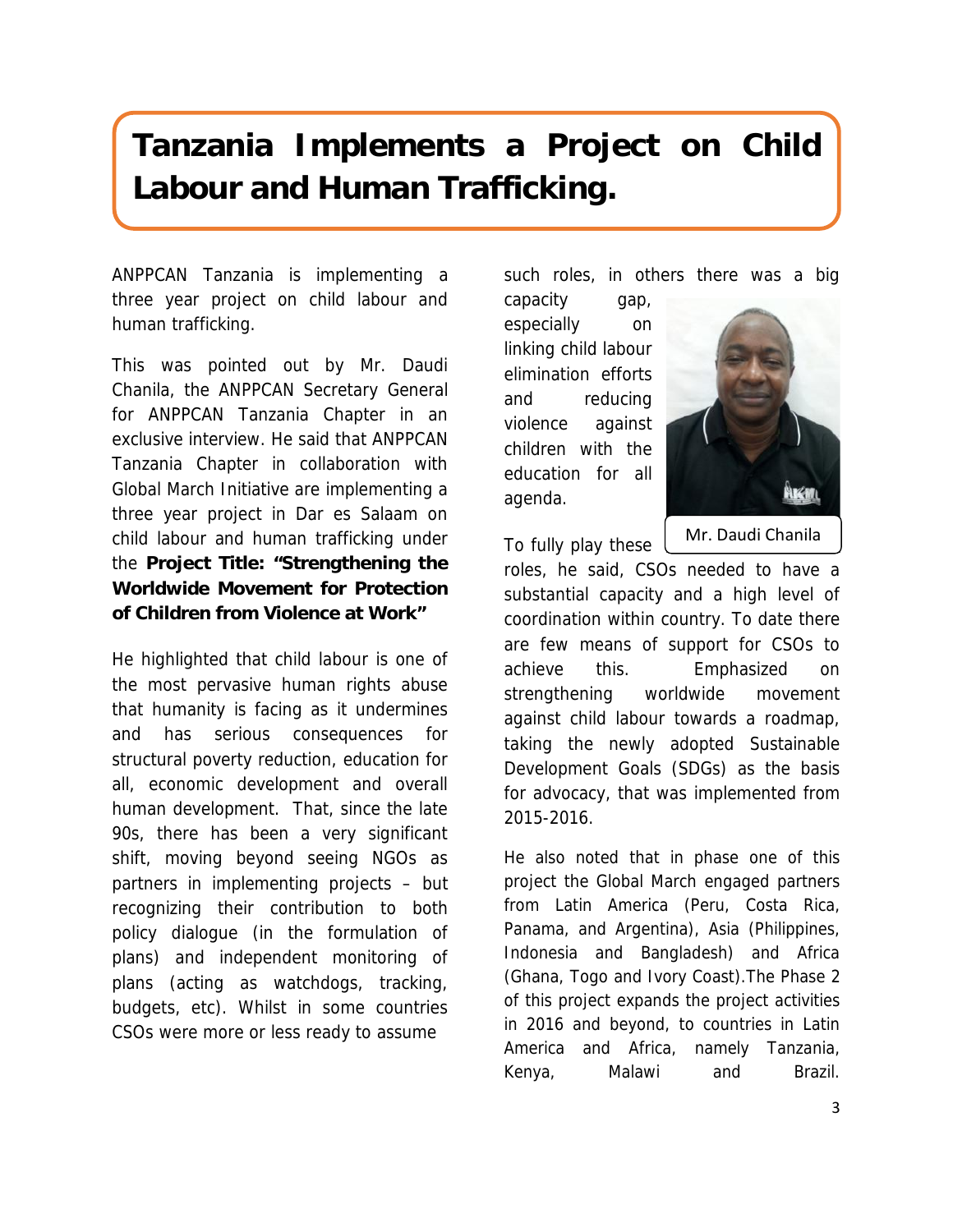# Tanzania Implements a Project on Child Labour and Human Trafficking.

ANPPCAN Tanzania is implementing a three year project on child labour and human trafficking.

This was pointed out by Mr. Daudi Chanila, the ANPPCAN Secretary General for ANPPCAN Tanzania Chapter in an exclusive interview. He said that ANPPCAN Tanzania Chapter in collaboration with Global March Initiative are implementing a three year project in Dar es Salaam on child labour and human trafficking under the **Project Title: "Strengthening the Worldwide Movement for Protection of Children from Violence at Work"**

He highlighted that child labour is one of the most pervasive human rights abuse that humanity is facing as it undermines and has serious consequences for structural poverty reduction, education for all, economic development and overall human development. That, since the late 90s, there has been a very significant shift, moving beyond seeing NGOs as partners in implementing projects – but recognizing their contribution to both policy dialogue (in the formulation of plans) and independent monitoring of plans (acting as watchdogs, tracking, budgets, etc). Whilst in some countries CSOs were more or less ready to assume such roles, in others there was a big capacity gap, especially on linking child labour elimination efforts and reducing violence against children with the education for all agenda.

Mr. Daudi Chanila

To fully play these roles, he said, CSOs needed to have a substantial capacity and a high level of coordination within country. To date there are few means of support for CSOs to achieve this. Emphasized on strengthening worldwide movement against child labour towards a roadmap, taking the newly adopted Sustainable Development Goals (SDGs) as the basis for advocacy, that was implemented from 2015-2016.

He also noted that in phase one of this project the Global March engaged partners from Latin America (Peru, Costa Rica, Panama, and Argentina), Asia (Philippines, Indonesia and Bangladesh) and Africa (Ghana, Togo and Ivory Coast).The Phase 2 of this project expands the project activities in 2016 and beyond, to countries in Latin America and Africa, namely Tanzania, Kenya, Malawi and Brazil.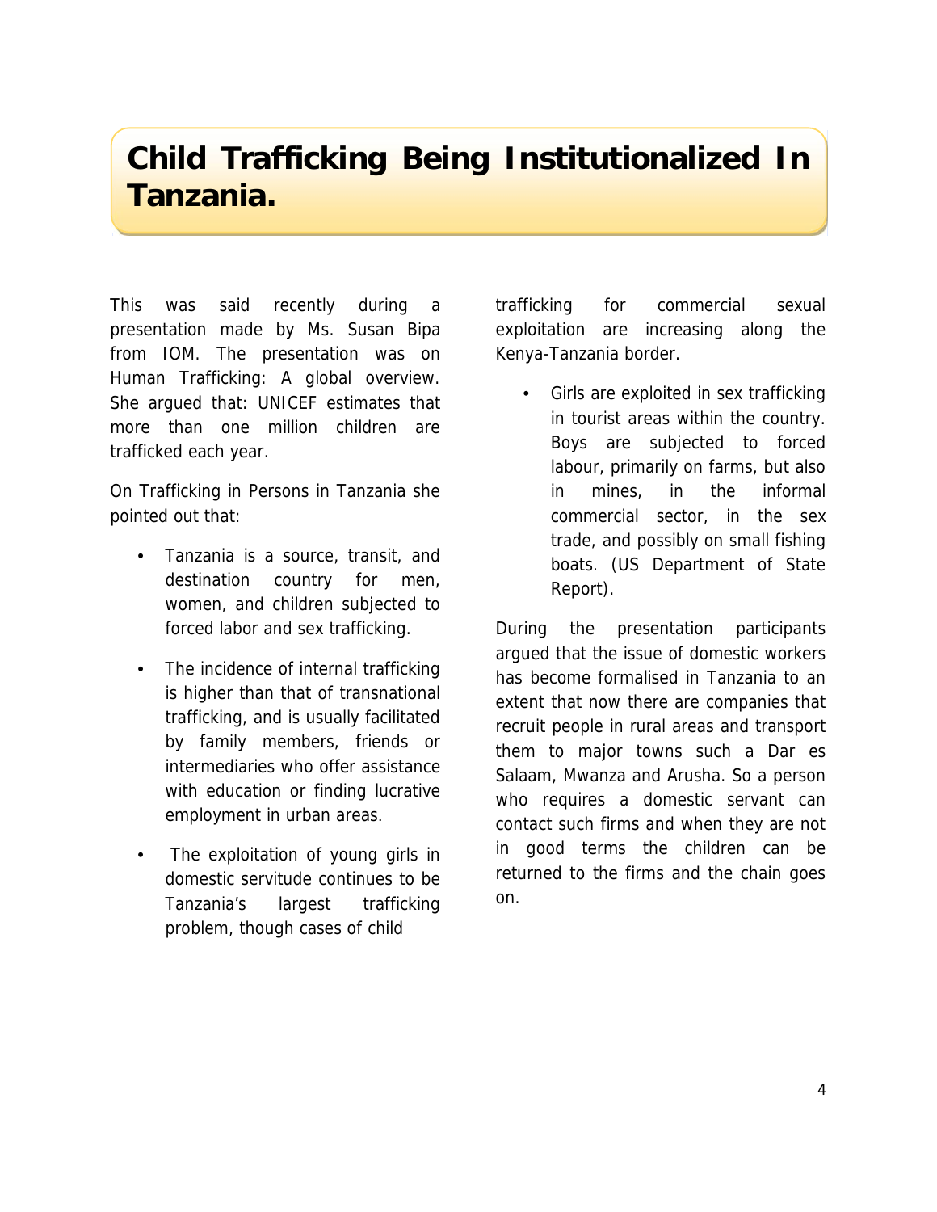# Child Trafficking Being Institutionalized In Tanzania.

This was said recently during a presentation made by Ms. Susan Bipa from IOM. The presentation was on Human Trafficking: A global overview. She argued that: UNICEF estimates that more than one million children are trafficked each year.

On Trafficking in Persons in Tanzania she pointed out that:

- Tanzania is a source, transit, and destination country for men, women, and children subjected to forced labor and sex trafficking.
- The incidence of internal trafficking is higher than that of transnational trafficking, and is usually facilitated by family members, friends or intermediaries who offer assistance with education or finding lucrative employment in urban areas.
- The exploitation of young girls in domestic servitude continues to be Tanzania's largest trafficking problem, though cases of child trafficking for commercial sexual exploitation are increasing along the Kenya-Tanzania border.
- Girls are exploited in sex trafficking in tourist areas within the country. Boys are subjected to forced labour, primarily on farms, but also in mines, in the informal commercial sector, in the sex trade, and possibly on small fishing boats. (US Department of State Report).

During the presentation participants argued that the issue of domestic workers has become formalised in Tanzania to an extent that now there are companies that recruit people in rural areas and transport them to major towns such a Dar es Salaam, Mwanza and Arusha. So a person who requires a domestic servant can contact such firms and when they are not in good terms the children can be returned to the firms and the chain goes on.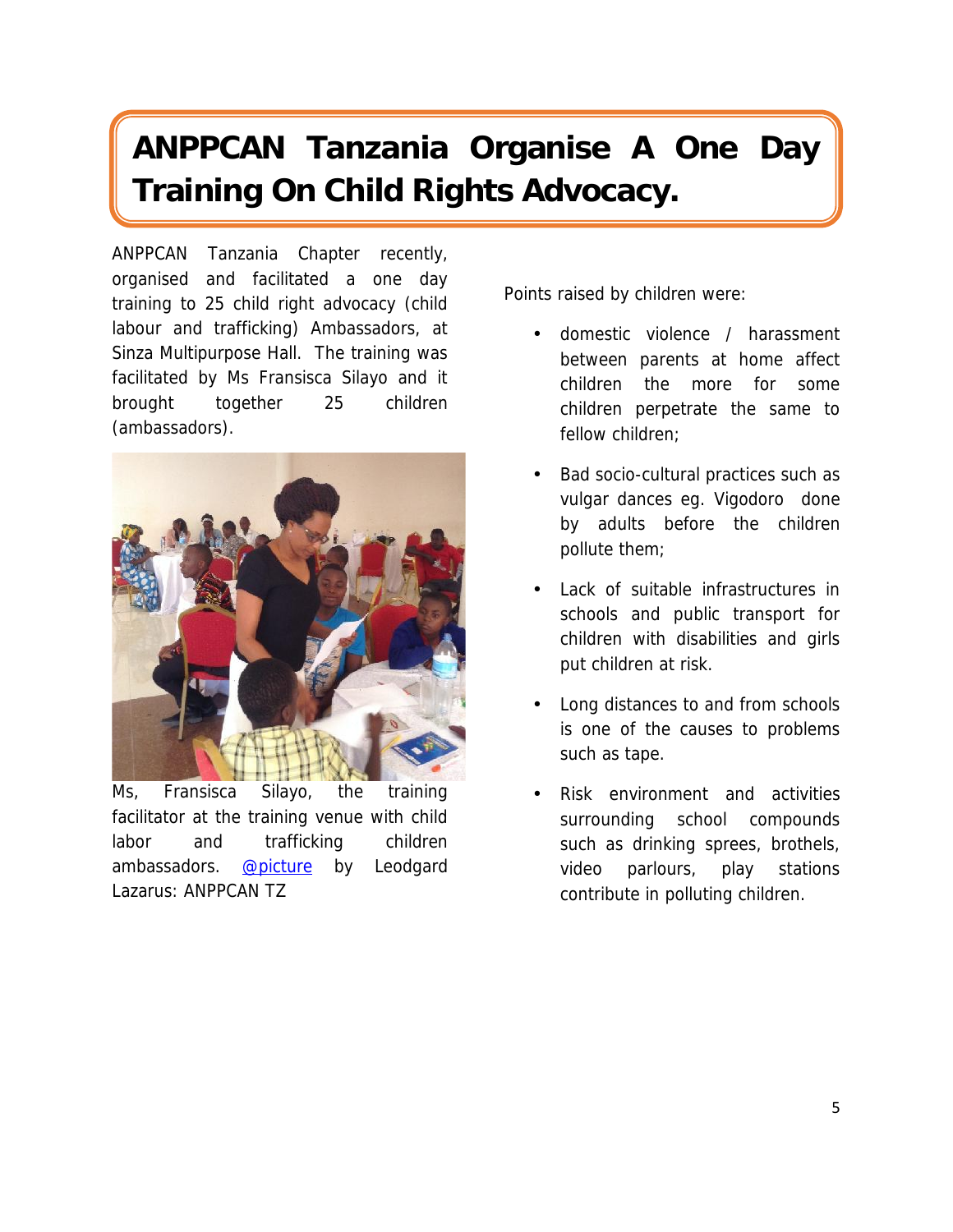# ANPPCAN Tanzania Organise A One Day Training On Child Rights Advocacy.

ANPPCAN Tanzania Chapter recently, organised and facilitated a one day training to 25 child right advocacy (child labour and trafficking) Ambassadors, at Sinza Multipurpose Hall. The training was facilitated by Ms Fransisca Silayo and it brought together 25 children (ambassadors).

Ms, Fransisca Silayo, the training facilitator at the training venue with child labor and trafficking children ambassadors. @picture by Leodgard Lazarus: ANPPCAN TZ

Points raised by children were:

- domestic violence / harassment between parents at home affect children the more for some children perpetrate the same to fellow children;
- Bad socio-cultural practices such as vulgar dances eg. Vigodoro done by adults before the children pollute them;
- Lack of suitable infrastructures in schools and public transport for children with disabilities and girls put children at risk.
- Long distances to and from schools is one of the causes to problems such as tape.
- Risk environment and activities surrounding school compounds such as drinking sprees, brothels, video parlours, play stations contribute in polluting children.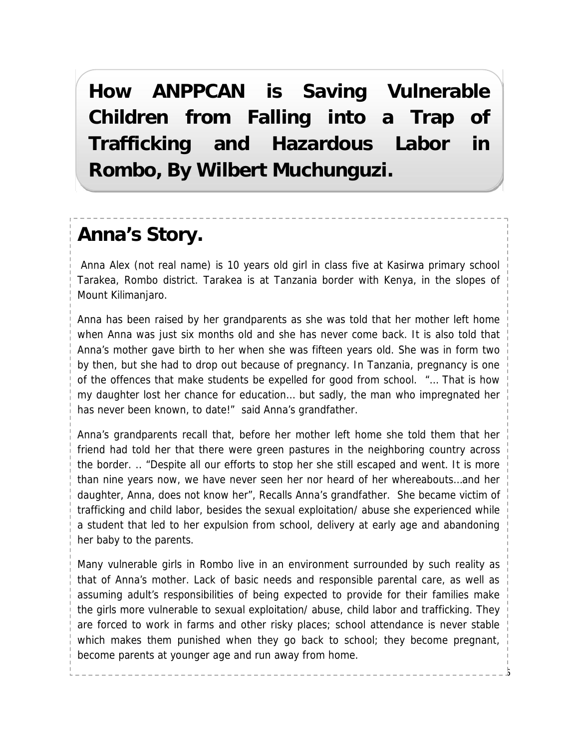# How ANPPCAN is Saving Vulnerable Children from Falling into a Trap of Trafficking and Hazardous Labor in Rombo, By Wilbert Muchunguzi.

## Anna's Story.

Anna Alex (not real name) is 10 years old girl in class five at Kasirwa primary school Tarakea, Rombo district. Tarakea is at Tanzania border with Kenya, in the slopes of Mount Kilimanjaro.

Anna has been raised by her grandparents as she was told that her mother left home when Anna was just six months old and she has never come back. It is also told that Anna's mother gave birth to her when she was fifteen years old. She was in form two by then, but she had to drop out because of pregnancy. In Tanzania, pregnancy is one of the offences that make students be expelled for good from school. "… That is how my daughter lost her chance for education… but sadly, the man who impregnated her has never been known, to date!" said Anna's grandfather.

Anna's grandparents recall that, before her mother left home she told them that her friend had told her that there were green pastures in the neighboring country across the border. .. "Despite all our efforts to stop her she still escaped and went. It is more than nine years now, we have never seen her nor heard of her whereabouts…and her daughter, Anna, does not know her", Recalls Anna's grandfather. She became victim of trafficking and child labor, besides the sexual exploitation/ abuse she experienced while a student that led to her expulsion from school, delivery at early age and abandoning her baby to the parents.

Many vulnerable girls in Rombo live in an environment surrounded by such reality as that of Anna's mother. Lack of basic needs and responsible parental care, as well as assuming adult's responsibilities of being expected to provide for their families make the girls more vulnerable to sexual exploitation/ abuse, child labor and trafficking. They are forced to work in farms and other risky places; school attendance is never stable which makes them punished when they go back to school; they become pregnant, become parents at younger age and run away from home.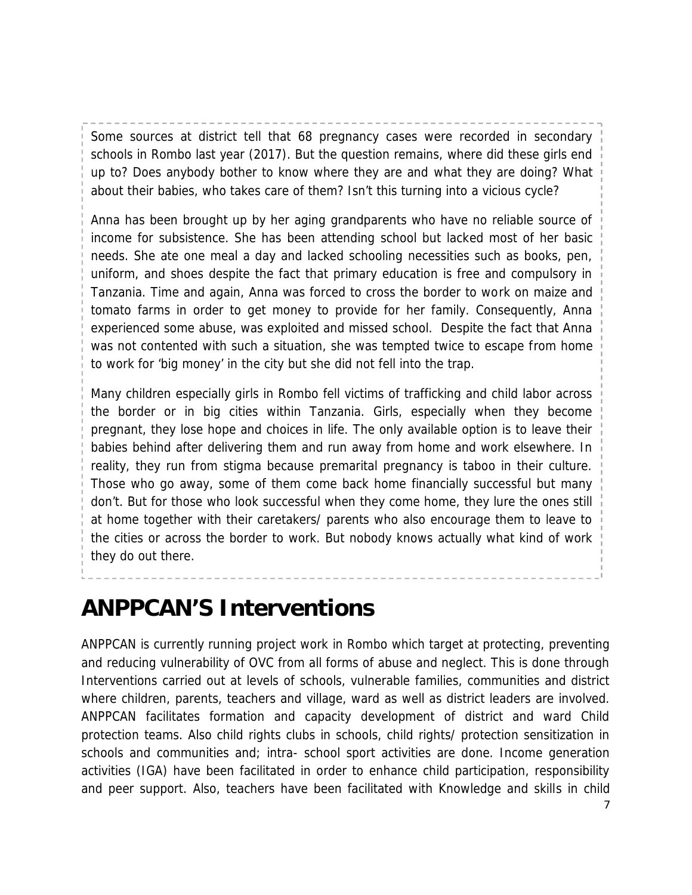Some sources at district tell that 68 pregnancy cases were recorded in secondary schools in Rombo last year (2017). But the question remains, where did these girls end up to? Does anybody bother to know where they are and what they are doing? What about their babies, who takes care of them? Isn't this turning into a vicious cycle?

Anna has been brought up by her aging grandparents who have no reliable source of income for subsistence. She has been attending school but lacked most of her basic needs. She ate one meal a day and lacked schooling necessities such as books, pen, uniform, and shoes despite the fact that primary education is free and compulsory in Tanzania. Time and again, Anna was forced to cross the border to work on maize and tomato farms in order to get money to provide for her family. Consequently, Anna experienced some abuse, was exploited and missed school. Despite the fact that Anna was not contented with such a situation, she was tempted twice to escape from home to work for 'big money' in the city but she did not fell into the trap.

Many children especially girls in Rombo fell victims of trafficking and child labor across the border or in big cities within Tanzania. Girls, especially when they become pregnant, they lose hope and choices in life. The only available option is to leave their babies behind after delivering them and run away from home and work elsewhere. In reality, they run from stigma because premarital pregnancy is taboo in their culture. Those who go away, some of them come back home financially successful but many don't. But for those who look successful when they come home, they lure the ones still at home together with their caretakers/ parents who also encourage them to leave to the cities or across the border to work. But nobody knows actually what kind of work they do out there.

# ANPPCAN'S Interventions

ANPPCAN is currently running project work in Rombo which target at protecting, preventing and reducing vulnerability of OVC from all forms of abuse and neglect. This is done through Interventions carried out at levels of schools, vulnerable families, communities and district where children, parents, teachers and village, ward as well as district leaders are involved. ANPPCAN facilitates formation and capacity development of district and ward Child protection teams. Also child rights clubs in schools, child rights/ protection sensitization in schools and communities and; intra- school sport activities are done. Income generation activities (IGA) have been facilitated in order to enhance child participation, responsibility and peer support. Also, teachers have been facilitated with Knowledge and skills in child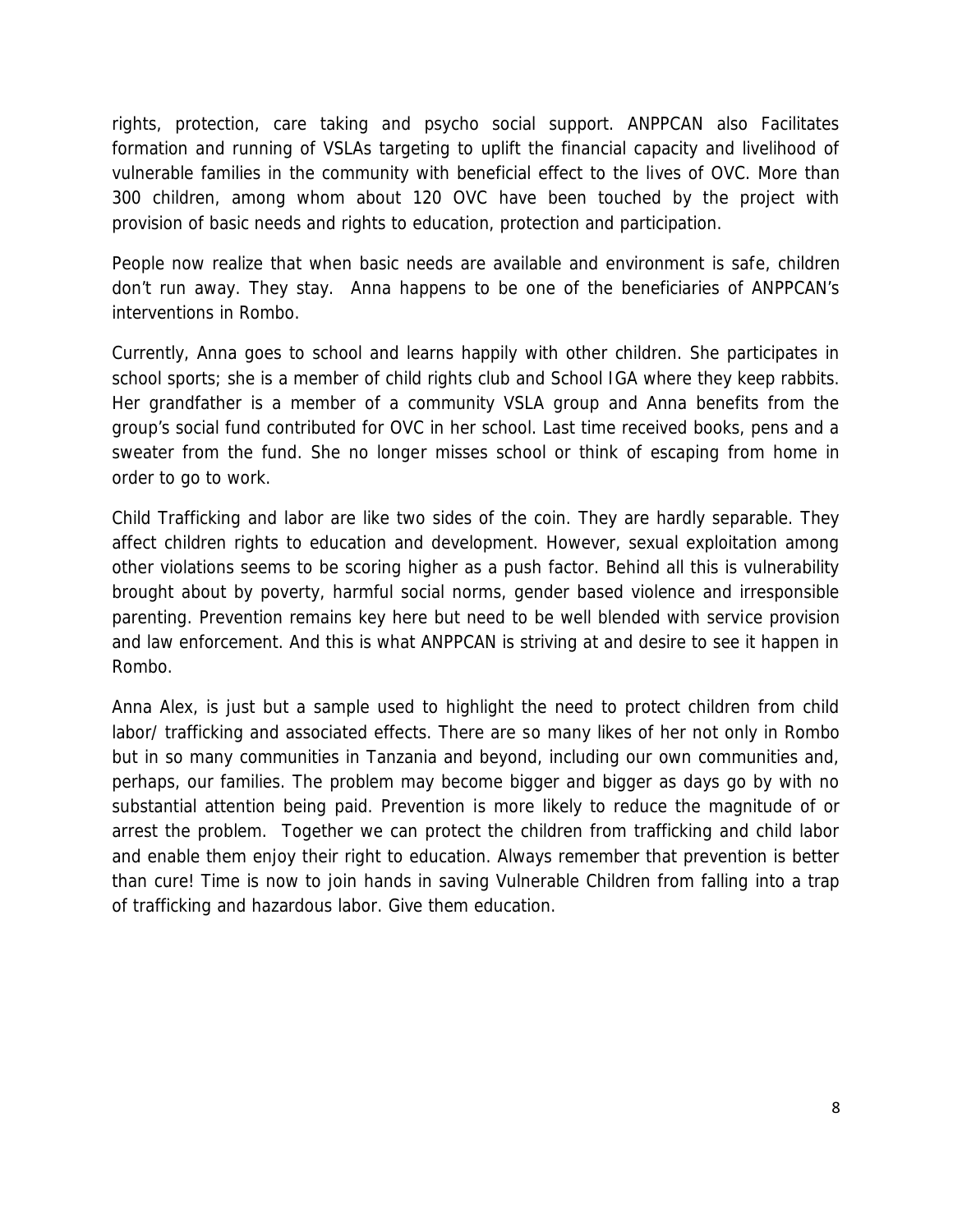rights, protection, care taking and psycho social support. ANPPCAN also Facilitates formation and running of VSLAs targeting to uplift the financial capacity and livelihood of vulnerable families in the community with beneficial effect to the lives of OVC. More than 300 children, among whom about 120 OVC have been touched by the project with provision of basic needs and rights to education, protection and participation.

People now realize that when basic needs are available and environment is safe, children don't run away. They stay. Anna happens to be one of the beneficiaries of ANPPCAN's interventions in Rombo.

Currently, Anna goes to school and learns happily with other children. She participates in school sports; she is a member of child rights club and School IGA where they keep rabbits. Her grandfather is a member of a community VSLA group and Anna benefits from the group's social fund contributed for OVC in her school. Last time received books, pens and a sweater from the fund. She no longer misses school or think of escaping from home in order to go to work.

Child Trafficking and labor are like two sides of the coin. They are hardly separable. They affect children rights to education and development. However, sexual exploitation among other violations seems to be scoring higher as a push factor. Behind all this is vulnerability brought about by poverty, harmful social norms, gender based violence and irresponsible parenting. Prevention remains key here but need to be well blended with service provision and law enforcement. And this is what ANPPCAN is striving at and desire to see it happen in Rombo.

Anna Alex, is just but a sample used to highlight the need to protect children from child labor/ trafficking and associated effects. There are so many likes of her not only in Rombo but in so many communities in Tanzania and beyond, including our own communities and, perhaps, our families. The problem may become bigger and bigger as days go by with no substantial attention being paid. Prevention is more likely to reduce the magnitude of or arrest the problem. Together we can protect the children from trafficking and child labor and enable them enjoy their right to education. Always remember that prevention is better than cure! Time is now to join hands in saving Vulnerable Children from falling into a trap of trafficking and hazardous labor. Give them education.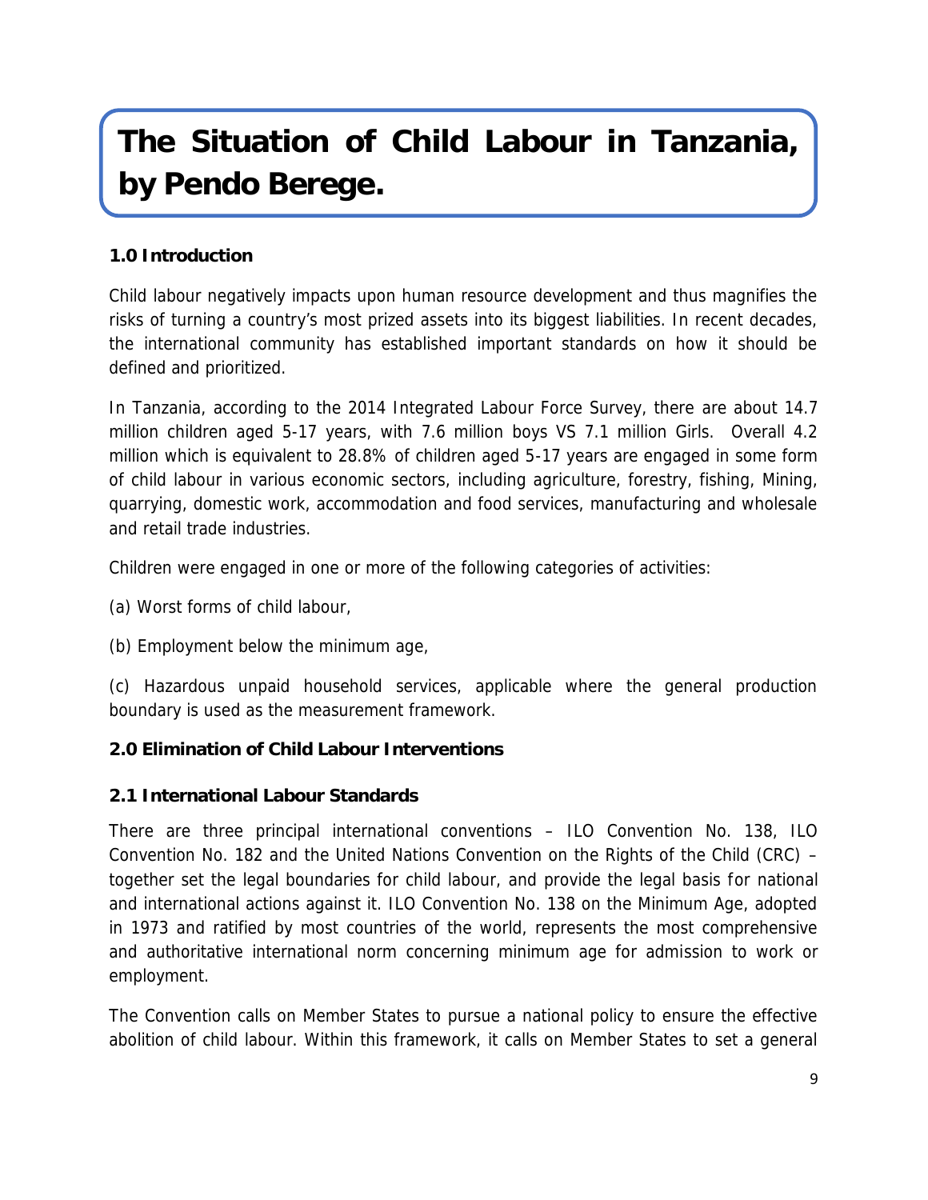# The Situation of Child Labour in Tanzania, by Pendo Berege.

### 1.0 Introduction

Child labour negatively impacts upon human resource development and thus magnifies the risks of turning a country's most prized assets into its biggest liabilities. In recent decades, the international community has established important standards on how it should be defined and prioritized.

In Tanzania, according to the 2014 Integrated Labour Force Survey, there are about 14.7 million children aged 5-17 years, with 7.6 million boys VS 7.1 million Girls. Overall 4.2 million which is equivalent to 28.8% of children aged 5-17 years are engaged in some form of child labour in various economic sectors, including agriculture, forestry, fishing, Mining, quarrying, domestic work, accommodation and food services, manufacturing and wholesale and retail trade industries.

Children were engaged in one or more of the following categories of activities:

(a) Worst forms of child labour,

(b) Employment below the minimum age,

(c) Hazardous unpaid household services, applicable where the general production boundary is used as the measurement framework.

### 2.0 Elimination of Child Labour Interventions

### 2.1 International Labour Standards

There are three principal international conventions – ILO Convention No. 138, ILO Convention No. 182 and the United Nations Convention on the Rights of the Child (CRC) – together set the legal boundaries for child labour, and provide the legal basis for national and international actions against it. ILO Convention No. 138 on the Minimum Age, adopted in 1973 and ratified by most countries of the world, represents the most comprehensive and authoritative international norm concerning minimum age for admission to work or employment.

The Convention calls on Member States to pursue a national policy to ensure the effective abolition of child labour. Within this framework, it calls on Member States to set a general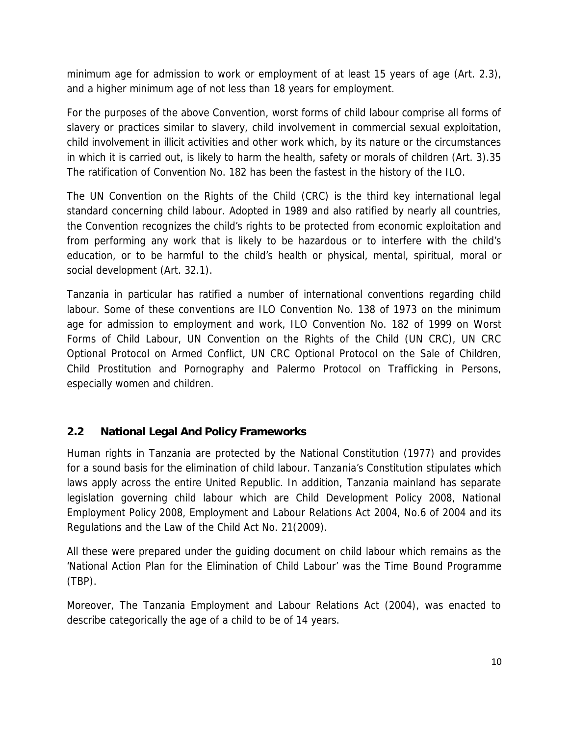minimum age for admission to work or employment of at least 15 years of age (Art. 2.3), and a higher minimum age of not less than 18 years for employment.

For the purposes of the above Convention, worst forms of child labour comprise all forms of slavery or practices similar to slavery, child involvement in commercial sexual exploitation, child involvement in illicit activities and other work which, by its nature or the circumstances in which it is carried out, is likely to harm the health, safety or morals of children (Art. 3).35 The ratification of Convention No. 182 has been the fastest in the history of the ILO.

The UN Convention on the Rights of the Child (CRC) is the third key international legal standard concerning child labour. Adopted in 1989 and also ratified by nearly all countries, the Convention recognizes the child's rights to be protected from economic exploitation and from performing any work that is likely to be hazardous or to interfere with the child's education, or to be harmful to the child's health or physical, mental, spiritual, moral or social development (Art. 32.1).

Tanzania in particular has ratified a number of international conventions regarding child labour. Some of these conventions are ILO Convention No. 138 of 1973 on the minimum age for admission to employment and work, ILO Convention No. 182 of 1999 on Worst Forms of Child Labour, UN Convention on the Rights of the Child (UN CRC), UN CRC Optional Protocol on Armed Conflict, UN CRC Optional Protocol on the Sale of Children, Child Prostitution and Pornography and Palermo Protocol on Trafficking in Persons, especially women and children.

## 2.2 National Legal And Policy Frameworks

Human rights in Tanzania are protected by the National Constitution (1977) and provides for a sound basis for the elimination of child labour. Tanzania's Constitution stipulates which laws apply across the entire United Republic. In addition, Tanzania mainland has separate legislation governing child labour which are Child Development Policy 2008, National Employment Policy 2008, Employment and Labour Relations Act 2004, No.6 of 2004 and its Regulations and the Law of the Child Act No. 21(2009).

All these were prepared under the guiding document on child labour which remains as the 'National Action Plan for the Elimination of Child Labour' was the Time Bound Programme (TBP).

Moreover, The Tanzania Employment and Labour Relations Act (2004), was enacted to describe categorically the age of a child to be of 14 years.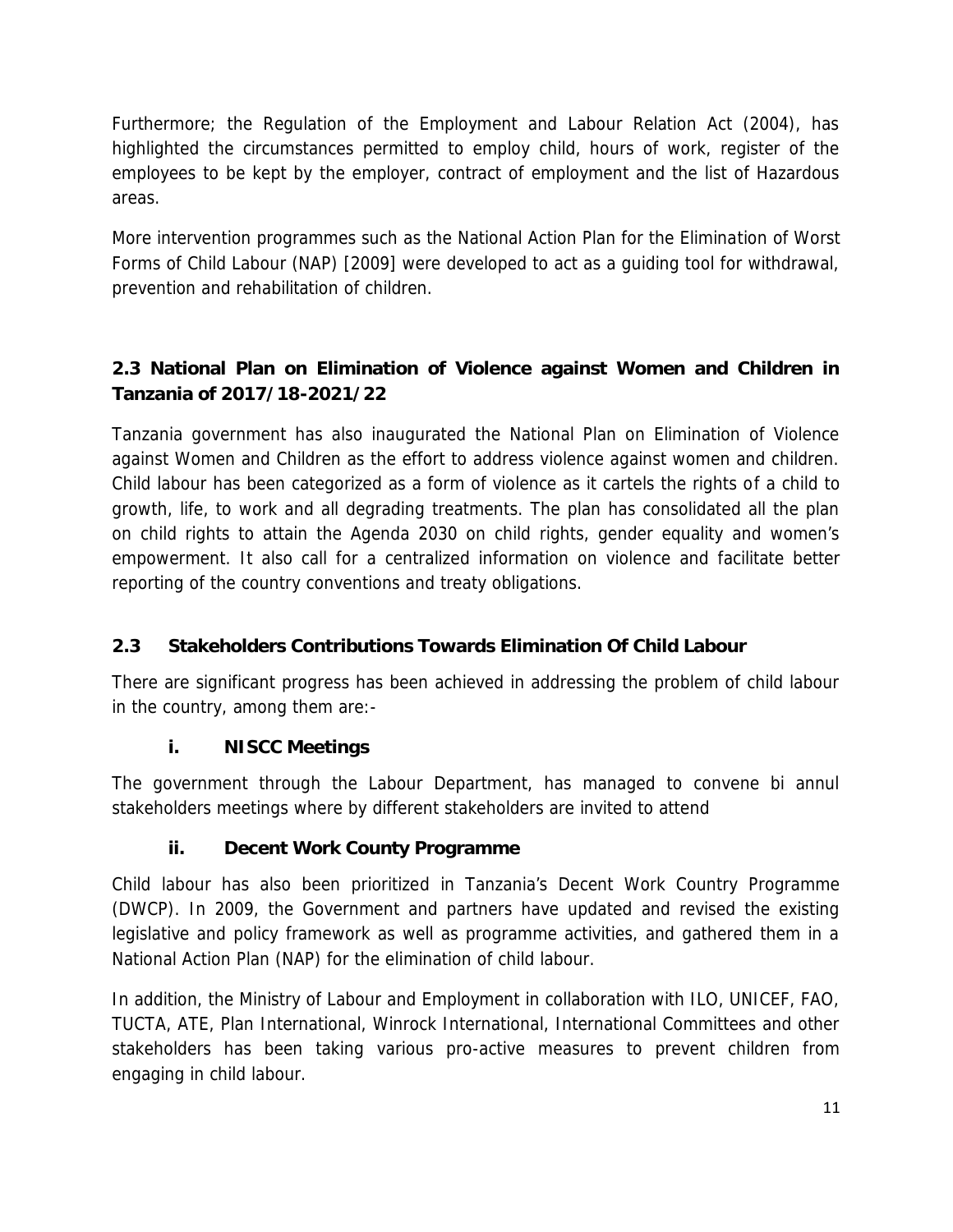Furthermore; the Regulation of the Employment and Labour Relation Act (2004), has highlighted the circumstances permitted to employ child, hours of work, register of the employees to be kept by the employer, contract of employment and the list of Hazardous areas.

More intervention programmes such as the National Action Plan for the Elimination of Worst Forms of Child Labour (NAP) [2009] were developed to act as a guiding tool for withdrawal, prevention and rehabilitation of children.

### 2.3 National Plan on Elimination of Violence against Women and Children in Tanzania of 2017/18-2021/22

Tanzania government has also inaugurated the National Plan on Elimination of Violence against Women and Children as the effort to address violence against women and children. Child labour has been categorized as a form of violence as it cartels the rights of a child to growth, life, to work and all degrading treatments. The plan has consolidated all the plan on child rights to attain the Agenda 2030 on child rights, gender equality and women's empowerment. It also call for a centralized information on violence and facilitate better reporting of the country conventions and treaty obligations.

### 2.3 Stakeholders Contributions Towards Elimination Of Child Labour

There are significant progress has been achieved in addressing the problem of child labour in the country, among them are:-

#### i. NISCC Meetings

The government through the Labour Department, has managed to convene bi annul stakeholders meetings where by different stakeholders are invited to attend

#### ii. Decent Work County Programme

Child labour has also been prioritized in Tanzania's Decent Work Country Programme (DWCP). In 2009, the Government and partners have updated and revised the existing legislative and policy framework as well as programme activities, and gathered them in a National Action Plan (NAP) for the elimination of child labour.

In addition, the Ministry of Labour and Employment in collaboration with ILO, UNICEF, FAO, TUCTA, ATE, Plan International, Winrock International, International Committees and other stakeholders has been taking various pro-active measures to prevent children from engaging in child labour.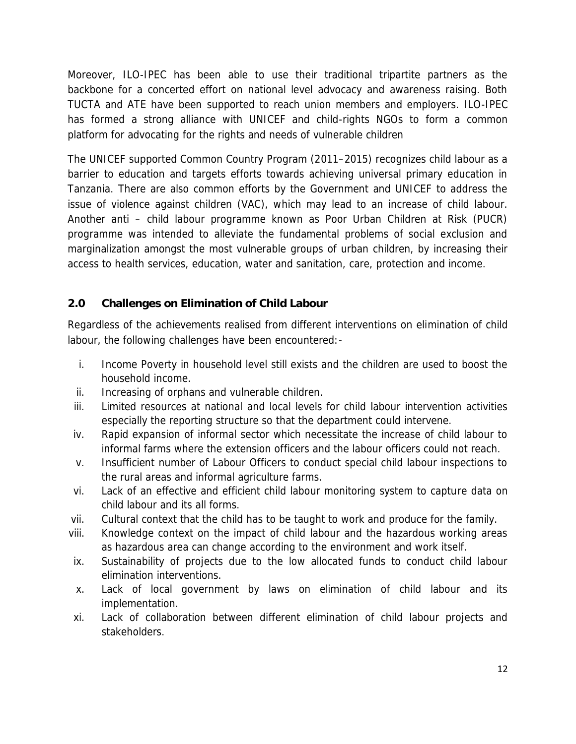Moreover, ILO-IPEC has been able to use their traditional tripartite partners as the backbone for a concerted effort on national level advocacy and awareness raising. Both TUCTA and ATE have been supported to reach union members and employers. ILO-IPEC has formed a strong alliance with UNICEF and child-rights NGOs to form a common platform for advocating for the rights and needs of vulnerable children

The UNICEF supported Common Country Program (2011–2015) recognizes child labour as a barrier to education and targets efforts towards achieving universal primary education in Tanzania. There are also common efforts by the Government and UNICEF to address the issue of violence against children (VAC), which may lead to an increase of child labour. Another anti – child labour programme known as Poor Urban Children at Risk (PUCR) programme was intended to alleviate the fundamental problems of social exclusion and marginalization amongst the most vulnerable groups of urban children, by increasing their access to health services, education, water and sanitation, care, protection and income.

## 2.0 Challenges on Elimination of Child Labour

Regardless of the achievements realised from different interventions on elimination of child labour, the following challenges have been encountered:-

i. Income Poverty in household level still exists and the children are used to boost the household income.
ii. Increasing of orphans and vulnerable children.
iii. Limited resources at national and local levels for child labour intervention activities especially the reporting structure so that the department could intervene.
iv. Rapid expansion of informal sector which necessitate the increase of child labour to informal farms where the extension officers and the labour officers could not reach.
v. Insufficient number of Labour Officers to conduct special child labour inspections to the rural areas and informal agriculture farms.
vi. Lack of an effective and efficient child labour monitoring system to capture data on child labour and its all forms.
vii. Cultural context that the child has to be taught to work and produce for the family.
viii. Knowledge context on the impact of child labour and the hazardous working areas as hazardous area can change according to the environment and work itself.
ix. Sustainability of projects due to the low allocated funds to conduct child labour elimination interventions.
x. Lack of local government by laws on elimination of child labour and its implementation.
xi. Lack of collaboration between different elimination of child labour projects and stakeholders.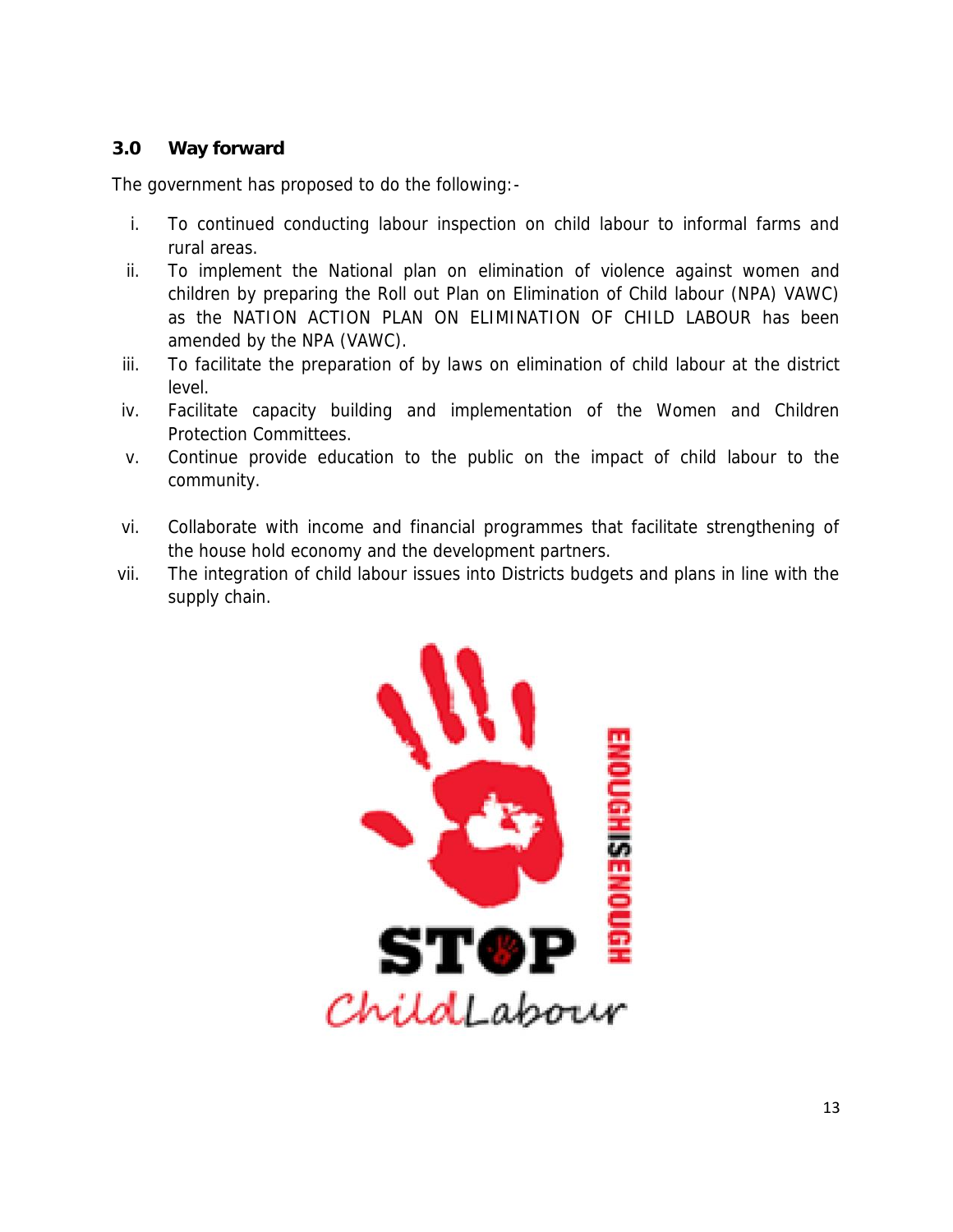## 3.0 Way forward

The government has proposed to do the following:-

i. To continued conducting labour inspection on child labour to informal farms and rural areas.
ii. To implement the National plan on elimination of violence against women and children by preparing the Roll out Plan on Elimination of Child labour (NPA) VAWC) as the NATION ACTION PLAN ON ELIMINATION OF CHILD LABOUR has been amended by the NPA (VAWC).
iii. To facilitate the preparation of by laws on elimination of child labour at the district level.
iv. Facilitate capacity building and implementation of the Women and Children Protection Committees.
v. Continue provide education to the public on the impact of child labour to the community.
vi. Collaborate with income and financial programmes that facilitate strengthening of the house hold economy and the development partners.
vii. The integration of child labour issues into Districts budgets and plans in line with the supply chain.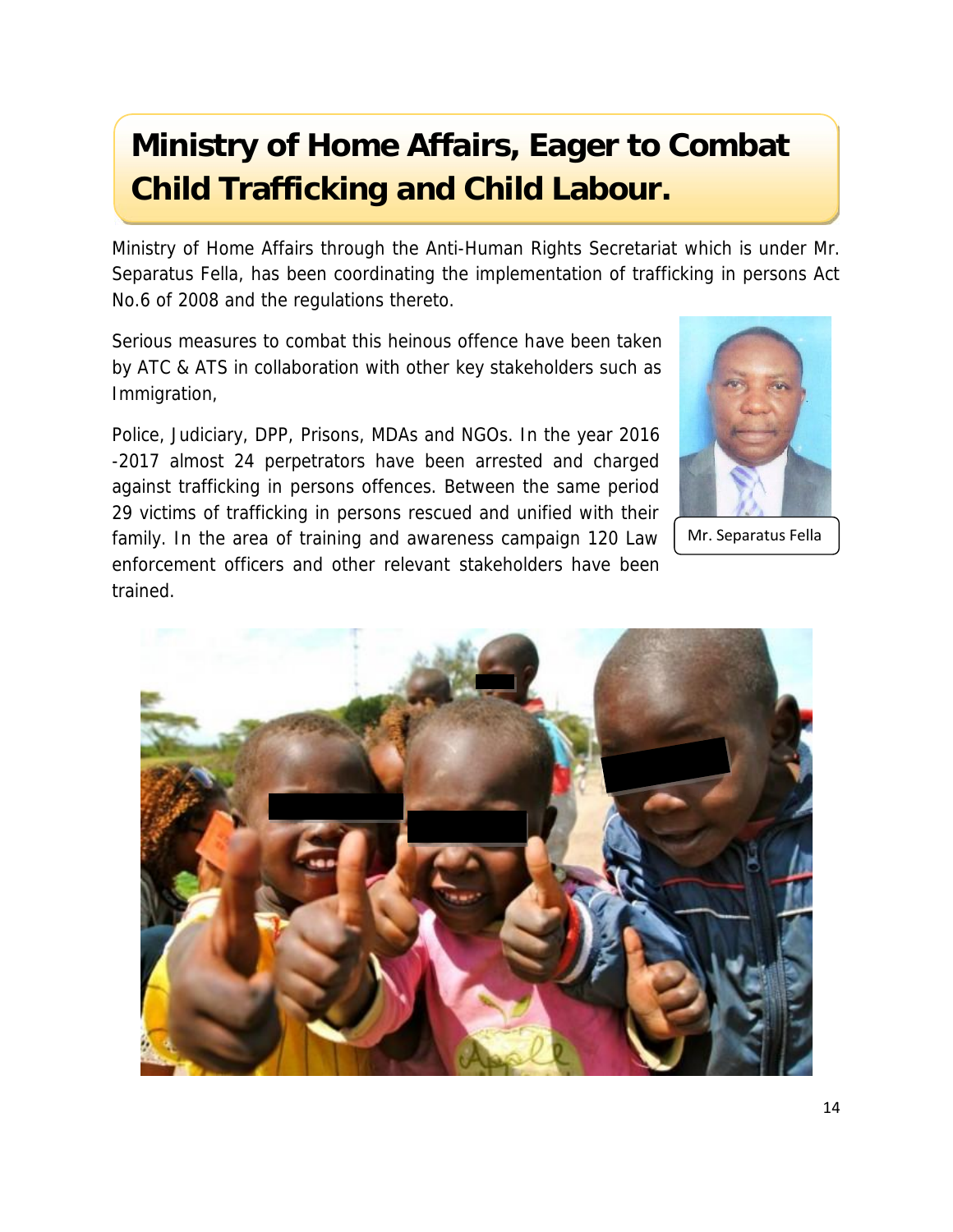# Ministry of Home Affairs, Eager to Combat Child Trafficking and Child Labour.

Ministry of Home Affairs through the Anti-Human Rights Secretariat which is under Mr. Separatus Fella, has been coordinating the implementation of trafficking in persons Act No.6 of 2008 and the regulations thereto.

Serious measures to combat this heinous offence have been taken by ATC & ATS in collaboration with other key stakeholders such as Immigration,

Police, Judiciary, DPP, Prisons, MDAs and NGOs. In the year 2016 -2017 almost 24 perpetrators have been arrested and charged against trafficking in persons offences. Between the same period 29 victims of trafficking in persons rescued and unified with their family. In the area of training and awareness campaign 120 Law enforcement officers and other relevant stakeholders have been trained.

Mr. Separatus Fella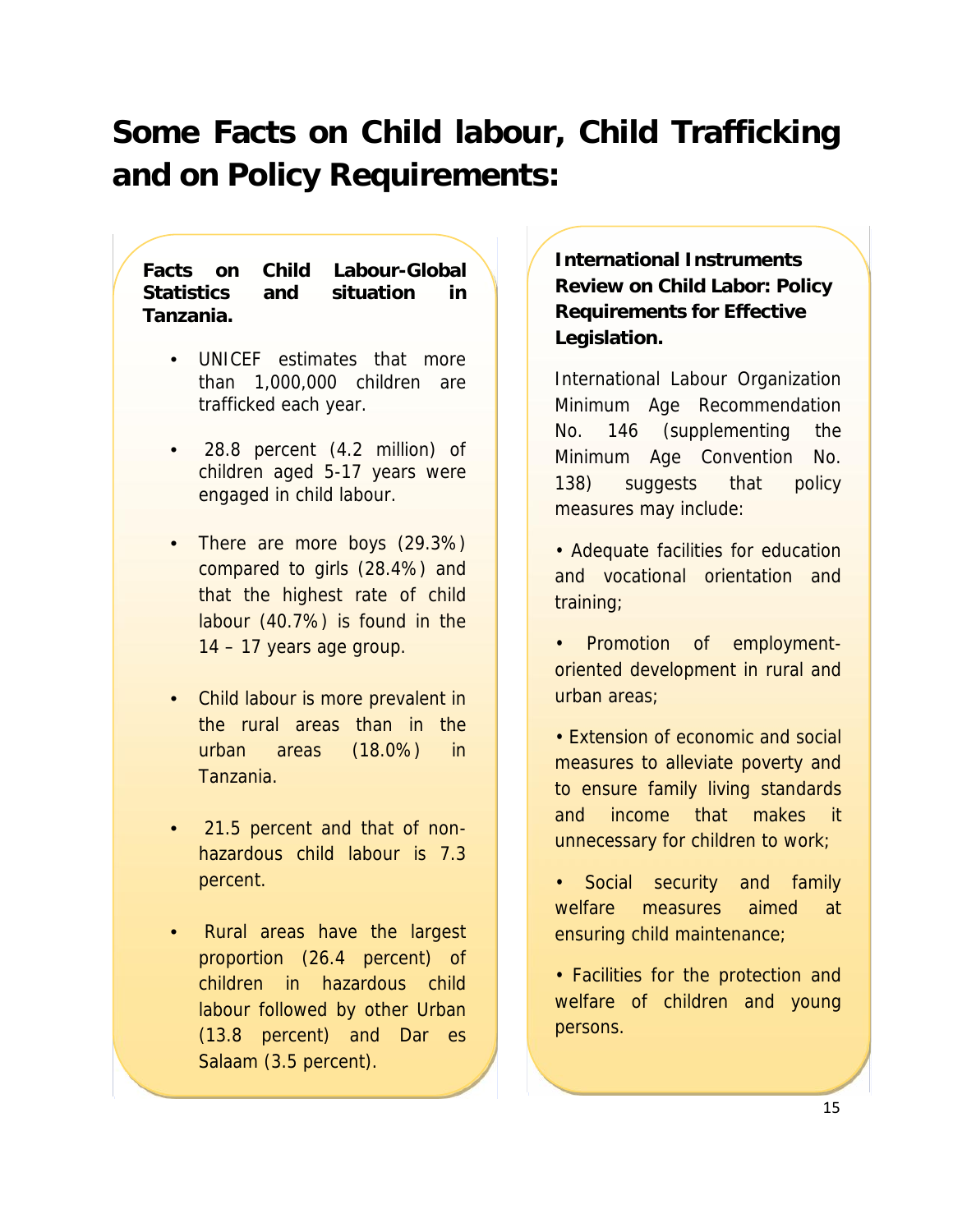# Some Facts on Child labour, Child Trafficking and on Policy Requirements:

**Facts on Child Labour-Global Statistics and situation in Tanzania.**

- UNICEF estimates that more than 1,000,000 children are trafficked each year.
- 28.8 percent (4.2 million) of children aged 5-17 years were engaged in child labour.
- There are more boys (29.3%) compared to girls (28.4%) and that the highest rate of child labour (40.7%) is found in the 14 – 17 years age group.
- Child labour is more prevalent in the rural areas than in the urban areas (18.0%) in Tanzania.
- 21.5 percent and that of non-hazardous child labour is 7.3 percent.
- Rural areas have the largest proportion (26.4 percent) of children in hazardous child labour followed by other Urban (13.8 percent) and Dar es Salaam (3.5 percent).

**International Instruments Review on Child Labor: Policy Requirements for Effective Legislation.**

International Labour Organization Minimum Age Recommendation No. 146 (supplementing the Minimum Age Convention No. 138) suggests that policy measures may include:

- Adequate facilities for education and vocational orientation and training;
- Promotion of employment-oriented development in rural and urban areas;
- Extension of economic and social measures to alleviate poverty and to ensure family living standards and income that makes it unnecessary for children to work;
- Social security and family welfare measures aimed at ensuring child maintenance;
- Facilities for the protection and welfare of children and young persons.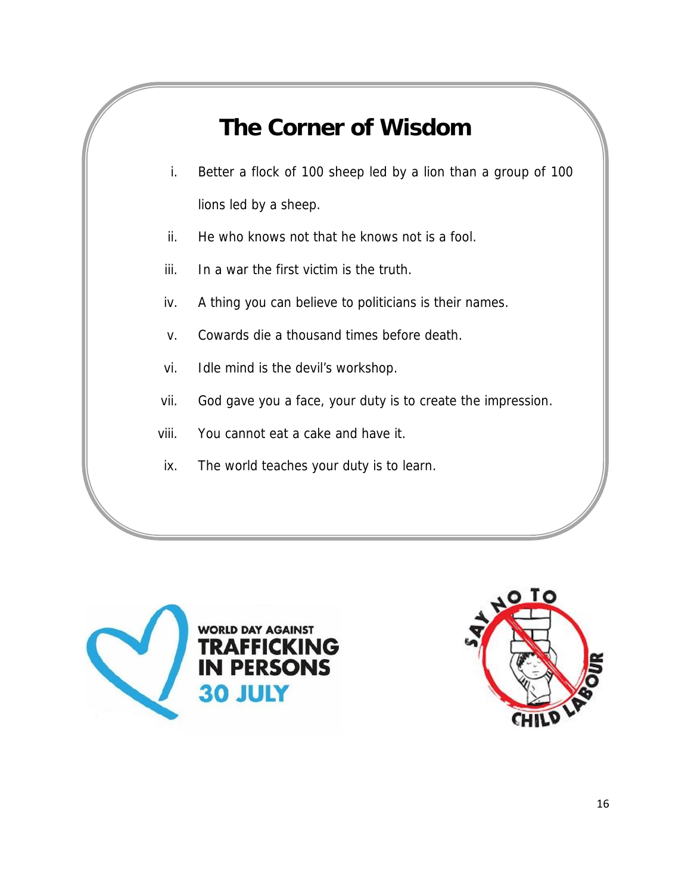# The Corner of Wisdom

i. Better a flock of 100 sheep led by a lion than a group of 100 lions led by a sheep.

ii. He who knows not that he knows not is a fool.

iii. In a war the first victim is the truth.

iv. A thing you can believe to politicians is their names.

v. Cowards die a thousand times before death.

vi. Idle mind is the devil's workshop.

vii. God gave you a face, your duty is to create the impression.

viii. You cannot eat a cake and have it.

ix. The world teaches your duty is to learn.

WORLD DAY AGAINST TRAFFICKING IN PERSONS 30 JULY

SAY NO TO CHILD LABOUR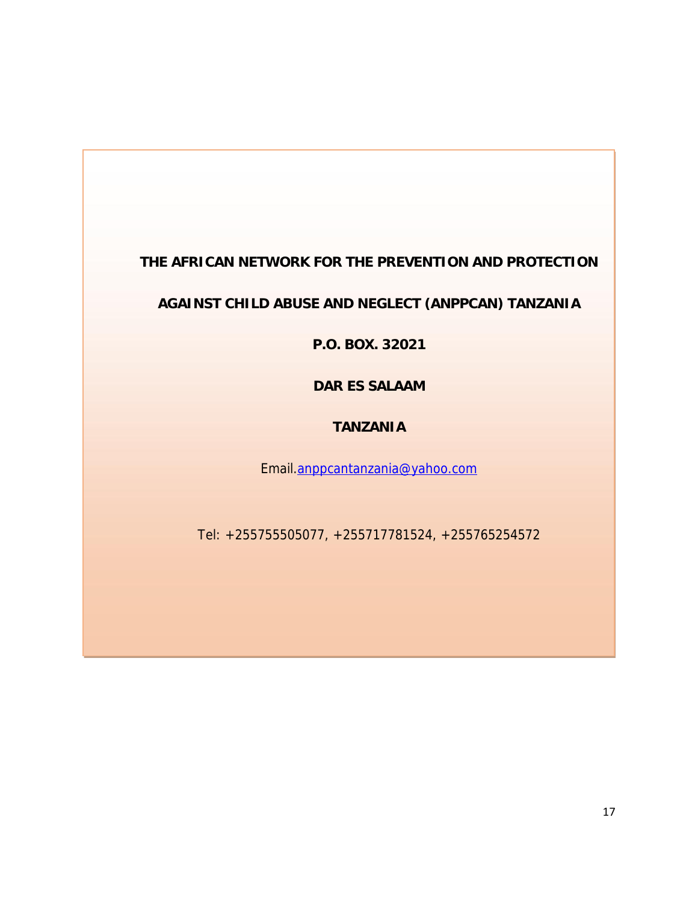**THE AFRICAN NETWORK FOR THE PREVENTION AND PROTECTION**

**AGAINST CHILD ABUSE AND NEGLECT (ANPPCAN) TANZANIA**

**P.O. BOX. 32021**

**DAR ES SALAAM**

**TANZANIA**

Email.anppcantanzania@yahoo.com

Tel: +255755505077, +255717781524, +255765254572